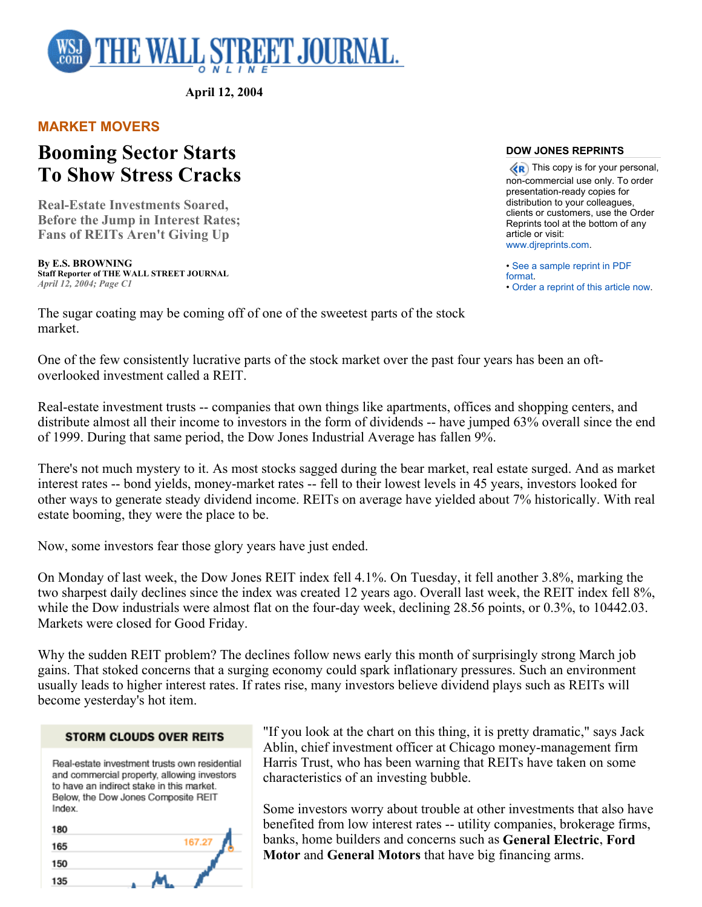April 12, 2004

MARKET MOVERS

# Booming Sector Starts To Show Stress Cracks

### Real-Estate Investments Soared, Before the Jump in Interest Rates; Fans of REITs Aren't Giving Up

**By E.S. BROWNING**
**Staff Reporter of THE WALL STREET JOURNAL**
*April 12, 2004; Page C1*

**DOW JONES REPRINTS**

This copy is for your personal, non-commercial use only. To order presentation-ready copies for distribution to your colleagues, clients or customers, use the Order Reprints tool at the bottom of any article or visit: www.djreprints.com.

- See a sample reprint in PDF format.
- Order a reprint of this article now.

The sugar coating may be coming off of one of the sweetest parts of the stock market.

One of the few consistently lucrative parts of the stock market over the past four years has been an oft-overlooked investment called a REIT.

Real-estate investment trusts -- companies that own things like apartments, offices and shopping centers, and distribute almost all their income to investors in the form of dividends -- have jumped 63% overall since the end of 1999. During that same period, the Dow Jones Industrial Average has fallen 9%.

There's not much mystery to it. As most stocks sagged during the bear market, real estate surged. And as market interest rates -- bond yields, money-market rates -- fell to their lowest levels in 45 years, investors looked for other ways to generate steady dividend income. REITs on average have yielded about 7% historically. With real estate booming, they were the place to be.

Now, some investors fear those glory years have just ended.

On Monday of last week, the Dow Jones REIT index fell 4.1%. On Tuesday, it fell another 3.8%, marking the two sharpest daily declines since the index was created 12 years ago. Overall last week, the REIT index fell 8%, while the Dow industrials were almost flat on the four-day week, declining 28.56 points, or 0.3%, to 10442.03. Markets were closed for Good Friday.

Why the sudden REIT problem? The declines follow news early this month of surprisingly strong March job gains. That stoked concerns that a surging economy could spark inflationary pressures. Such an environment usually leads to higher interest rates. If rates rise, many investors believe dividend plays such as REITs will become yesterday's hot item.

**STORM CLOUDS OVER REITS**

Real-estate investment trusts own residential and commercial property, allowing investors to have an indirect stake in this market. Below, the Dow Jones Composite REIT Index.

"If you look at the chart on this thing, it is pretty dramatic," says Jack Ablin, chief investment officer at Chicago money-management firm Harris Trust, who has been warning that REITs have taken on some characteristics of an investing bubble.

Some investors worry about trouble at other investments that also have benefited from low interest rates -- utility companies, brokerage firms, banks, home builders and concerns such as **General Electric**, **Ford Motor** and **General Motors** that have big financing arms.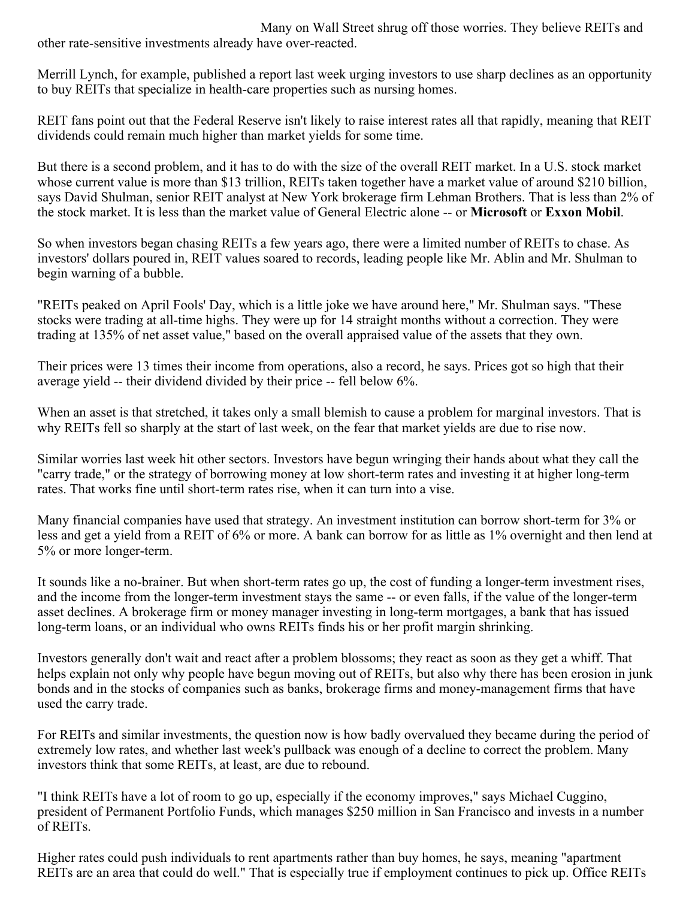Many on Wall Street shrug off those worries. They believe REITs and other rate-sensitive investments already have over-reacted.

Merrill Lynch, for example, published a report last week urging investors to use sharp declines as an opportunity to buy REITs that specialize in health-care properties such as nursing homes.

REIT fans point out that the Federal Reserve isn't likely to raise interest rates all that rapidly, meaning that REIT dividends could remain much higher than market yields for some time.

But there is a second problem, and it has to do with the size of the overall REIT market. In a U.S. stock market whose current value is more than $13 trillion, REITs taken together have a market value of around $210 billion, says David Shulman, senior REIT analyst at New York brokerage firm Lehman Brothers. That is less than 2% of the stock market. It is less than the market value of General Electric alone -- or **Microsoft** or **Exxon Mobil**.

So when investors began chasing REITs a few years ago, there were a limited number of REITs to chase. As investors' dollars poured in, REIT values soared to records, leading people like Mr. Ablin and Mr. Shulman to begin warning of a bubble.

"REITs peaked on April Fools' Day, which is a little joke we have around here," Mr. Shulman says. "These stocks were trading at all-time highs. They were up for 14 straight months without a correction. They were trading at 135% of net asset value," based on the overall appraised value of the assets that they own.

Their prices were 13 times their income from operations, also a record, he says. Prices got so high that their average yield -- their dividend divided by their price -- fell below 6%.

When an asset is that stretched, it takes only a small blemish to cause a problem for marginal investors. That is why REITs fell so sharply at the start of last week, on the fear that market yields are due to rise now.

Similar worries last week hit other sectors. Investors have begun wringing their hands about what they call the "carry trade," or the strategy of borrowing money at low short-term rates and investing it at higher long-term rates. That works fine until short-term rates rise, when it can turn into a vise.

Many financial companies have used that strategy. An investment institution can borrow short-term for 3% or less and get a yield from a REIT of 6% or more. A bank can borrow for as little as 1% overnight and then lend at 5% or more longer-term.

It sounds like a no-brainer. But when short-term rates go up, the cost of funding a longer-term investment rises, and the income from the longer-term investment stays the same -- or even falls, if the value of the longer-term asset declines. A brokerage firm or money manager investing in long-term mortgages, a bank that has issued long-term loans, or an individual who owns REITs finds his or her profit margin shrinking.

Investors generally don't wait and react after a problem blossoms; they react as soon as they get a whiff. That helps explain not only why people have begun moving out of REITs, but also why there has been erosion in junk bonds and in the stocks of companies such as banks, brokerage firms and money-management firms that have used the carry trade.

For REITs and similar investments, the question now is how badly overvalued they became during the period of extremely low rates, and whether last week's pullback was enough of a decline to correct the problem. Many investors think that some REITs, at least, are due to rebound.

"I think REITs have a lot of room to go up, especially if the economy improves," says Michael Cuggino, president of Permanent Portfolio Funds, which manages $250 million in San Francisco and invests in a number of REITs.

Higher rates could push individuals to rent apartments rather than buy homes, he says, meaning "apartment REITs are an area that could do well." That is especially true if employment continues to pick up. Office REITs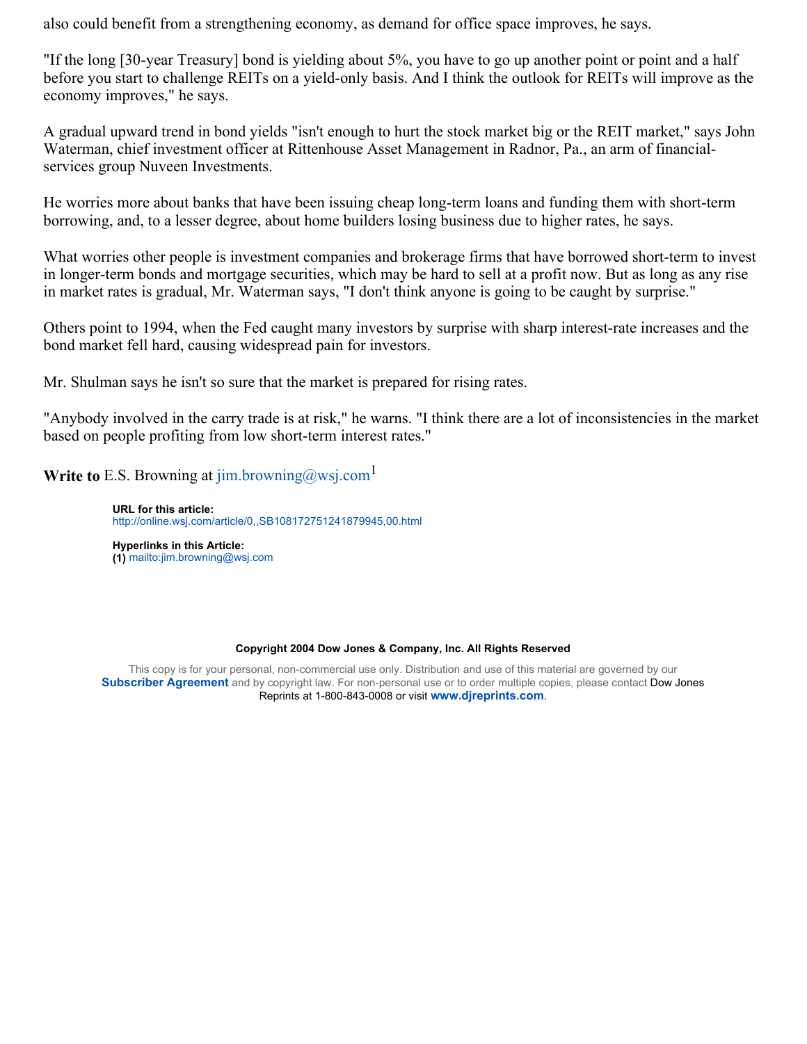also could benefit from a strengthening economy, as demand for office space improves, he says.

"If the long [30-year Treasury] bond is yielding about 5%, you have to go up another point or point and a half before you start to challenge REITs on a yield-only basis. And I think the outlook for REITs will improve as the economy improves," he says.

A gradual upward trend in bond yields "isn't enough to hurt the stock market big or the REIT market," says John Waterman, chief investment officer at Rittenhouse Asset Management in Radnor, Pa., an arm of financial-services group Nuveen Investments.

He worries more about banks that have been issuing cheap long-term loans and funding them with short-term borrowing, and, to a lesser degree, about home builders losing business due to higher rates, he says.

What worries other people is investment companies and brokerage firms that have borrowed short-term to invest in longer-term bonds and mortgage securities, which may be hard to sell at a profit now. But as long as any rise in market rates is gradual, Mr. Waterman says, "I don't think anyone is going to be caught by surprise."

Others point to 1994, when the Fed caught many investors by surprise with sharp interest-rate increases and the bond market fell hard, causing widespread pain for investors.

Mr. Shulman says he isn't so sure that the market is prepared for rising rates.

"Anybody involved in the carry trade is at risk," he warns. "I think there are a lot of inconsistencies in the market based on people profiting from low short-term interest rates."

**Write to** E.S. Browning at jim.browning@wsj.com[1]

**URL for this article:**
http://online.wsj.com/article/0,,SB108172751241879945,00.html

**Hyperlinks in this Article:**
**(1)** mailto:jim.browning@wsj.com

**Copyright 2004 Dow Jones & Company, Inc. All Rights Reserved**

This copy is for your personal, non-commercial use only. Distribution and use of this material are governed by our **Subscriber Agreement** and by copyright law. For non-personal use or to order multiple copies, please contact Dow Jones Reprints at 1-800-843-0008 or visit **www.djreprints.com**.